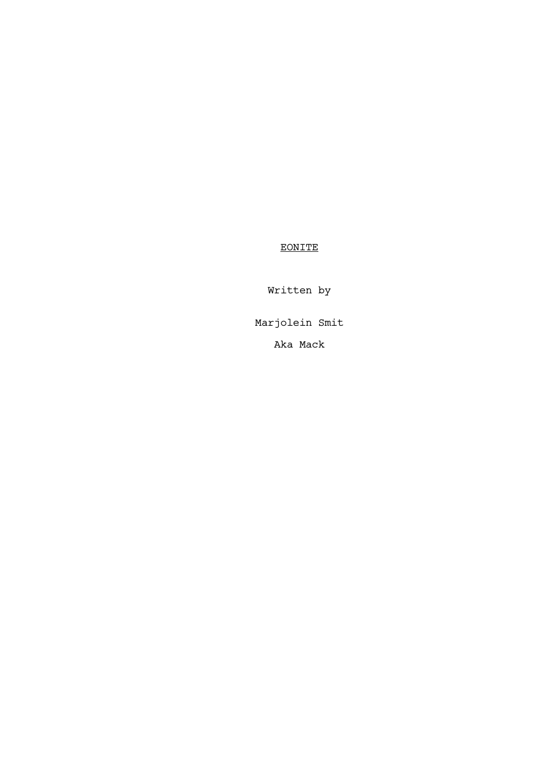<u>EONITE</u>

Written by

Marjolein Smit

Aka Mack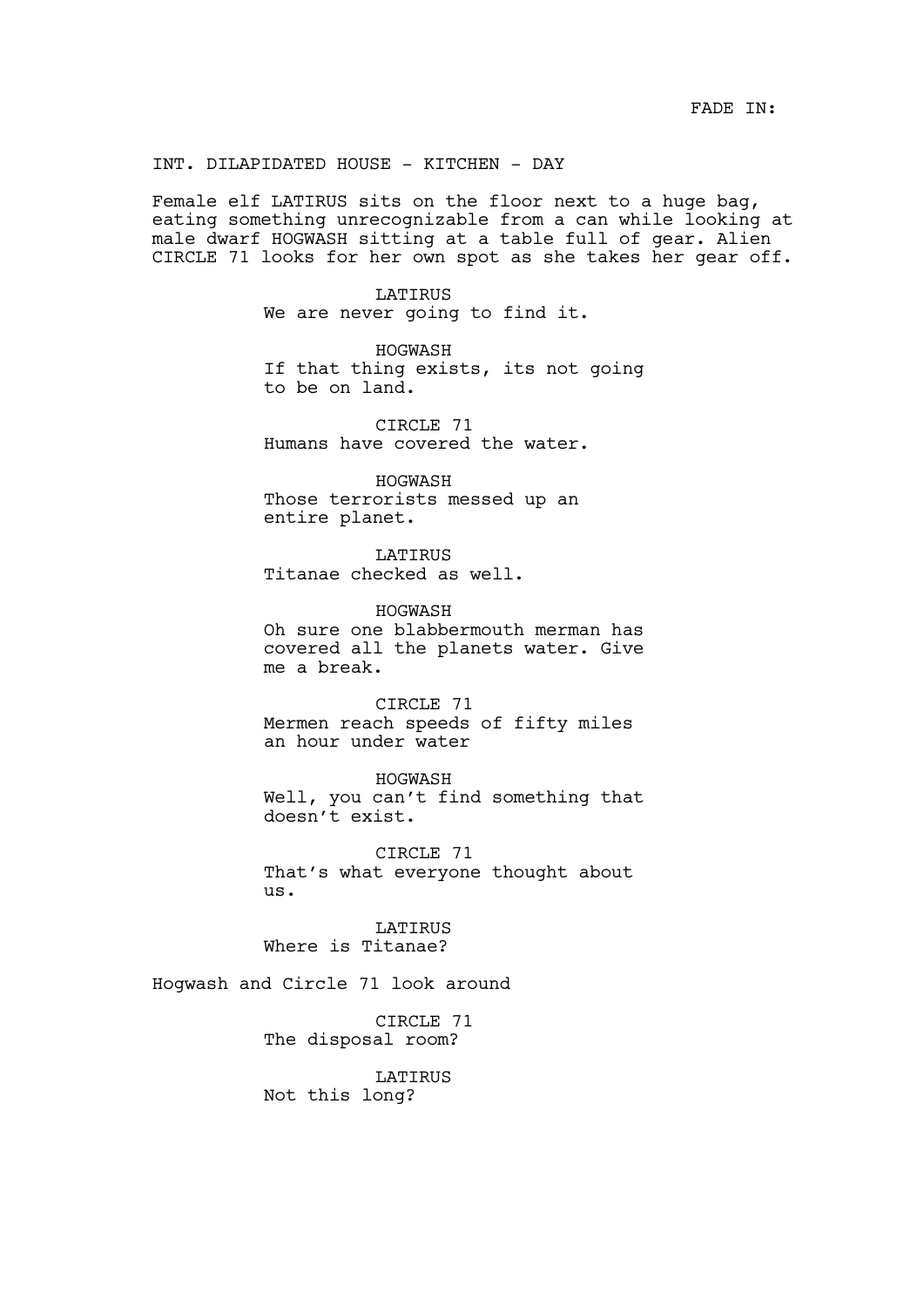FADE IN:

INT. DILAPIDATED HOUSE - KITCHEN - DAY

Female elf LATIRUS sits on the floor next to a huge bag, eating something unrecognizable from a can while looking at male dwarf HOGWASH sitting at a table full of gear. Alien CIRCLE 71 looks for her own spot as she takes her gear off.

LATIRUS
We are never going to find it.

HOGWASH
If that thing exists, its not going to be on land.

CIRCLE 71
Humans have covered the water.

HOGWASH
Those terrorists messed up an entire planet.

LATIRUS
Titanae checked as well.

HOGWASH
Oh sure one blabbermouth merman has covered all the planets water. Give me a break.

CIRCLE 71
Mermen reach speeds of fifty miles an hour under water

HOGWASH
Well, you can't find something that doesn't exist.

CIRCLE 71
That's what everyone thought about us.

LATIRUS
Where is Titanae?

Hogwash and Circle 71 look around

CIRCLE 71
The disposal room?

LATIRUS
Not this long?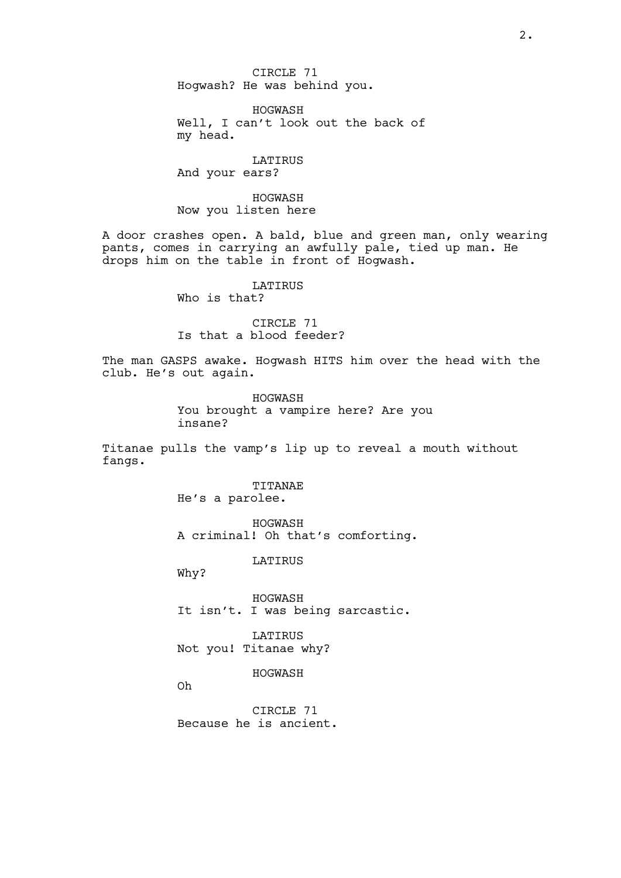CIRCLE 71
Hogwash? He was behind you.

HOGWASH
Well, I can't look out the back of my head.

LATIRUS
And your ears?

HOGWASH
Now you listen here

A door crashes open. A bald, blue and green man, only wearing pants, comes in carrying an awfully pale, tied up man. He drops him on the table in front of Hogwash.

LATIRUS
Who is that?

CIRCLE 71
Is that a blood feeder?

The man GASPS awake. Hogwash HITS him over the head with the club. He's out again.

HOGWASH
You brought a vampire here? Are you insane?

Titanae pulls the vamp's lip up to reveal a mouth without fangs.

TITANAE
He's a parolee.

HOGWASH
A criminal! Oh that's comforting.

LATIRUS
Why?

HOGWASH
It isn't. I was being sarcastic.

LATIRUS
Not you! Titanae why?

HOGWASH
Oh

CIRCLE 71
Because he is ancient.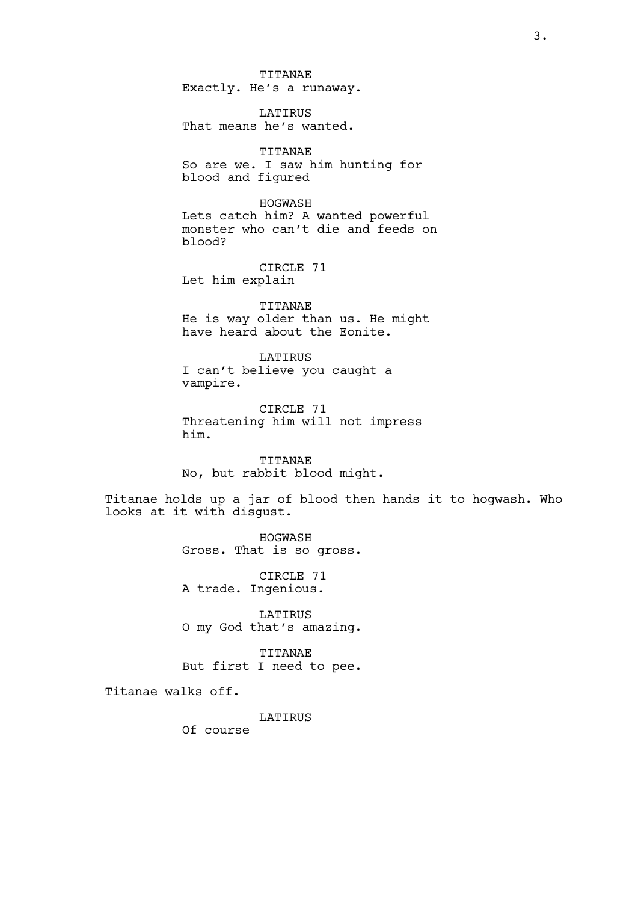TITANAE
Exactly. He's a runaway.

LATIRUS
That means he's wanted.

TITANAE
So are we. I saw him hunting for blood and figured

HOGWASH
Lets catch him? A wanted powerful monster who can't die and feeds on blood?

CIRCLE 71
Let him explain

TITANAE
He is way older than us. He might have heard about the Eonite.

LATIRUS
I can't believe you caught a vampire.

CIRCLE 71
Threatening him will not impress him.

TITANAE
No, but rabbit blood might.

Titanae holds up a jar of blood then hands it to hogwash. Who looks at it with disgust.

HOGWASH
Gross. That is so gross.

CIRCLE 71
A trade. Ingenious.

LATIRUS
O my God that's amazing.

TITANAE
But first I need to pee.

Titanae walks off.

LATIRUS
Of course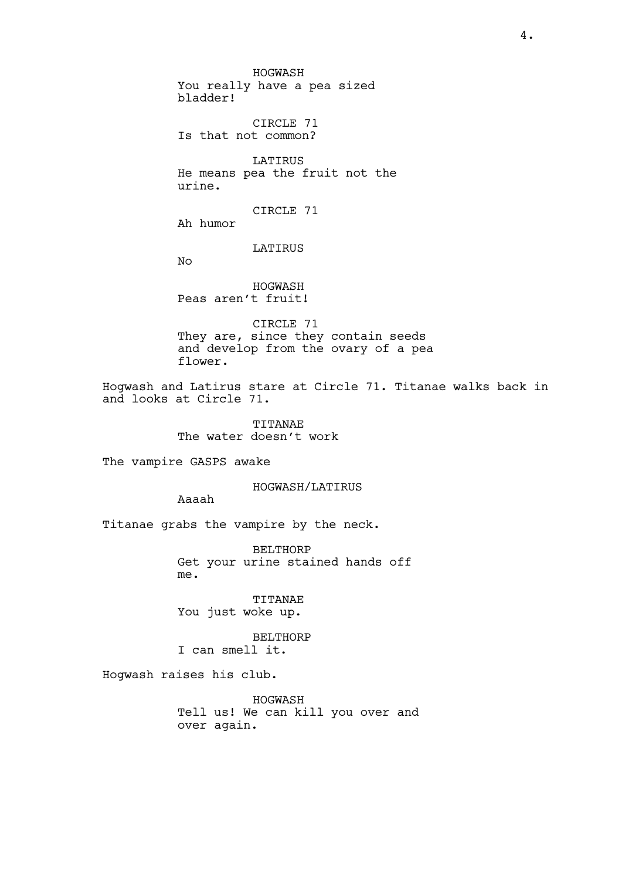HOGWASH

You really have a pea sized bladder!

CIRCLE 71

Is that not common?

LATIRUS

He means pea the fruit not the urine.

CIRCLE 71

Ah humor

LATIRUS

No

HOGWASH

Peas aren't fruit!

CIRCLE 71

They are, since they contain seeds and develop from the ovary of a pea flower.

Hogwash and Latirus stare at Circle 71. Titanae walks back in and looks at Circle 71.

TITANAE

The water doesn't work

The vampire GASPS awake

HOGWASH/LATIRUS

Aaaah

Titanae grabs the vampire by the neck.

BELTHORP

Get your urine stained hands off me.

TITANAE

You just woke up.

BELTHORP

I can smell it.

Hogwash raises his club.

HOGWASH

Tell us! We can kill you over and over again.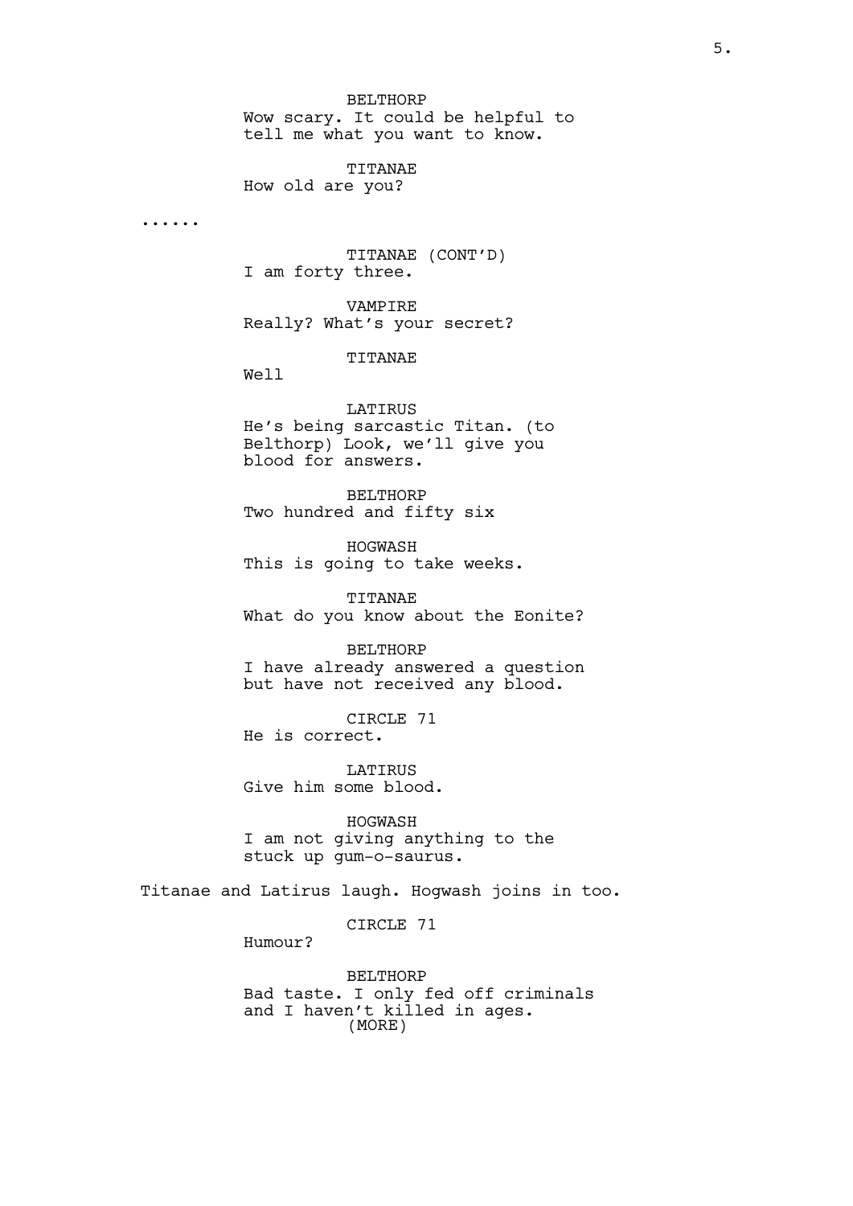BELTHORP
Wow scary. It could be helpful to tell me what you want to know.

TITANAE
How old are you?

......

TITANAE (CONT'D)
I am forty three.

VAMPIRE
Really? What's your secret?

TITANAE
Well

LATIRUS
He's being sarcastic Titan. (to Belthorp) Look, we'll give you blood for answers.

BELTHORP
Two hundred and fifty six

HOGWASH
This is going to take weeks.

TITANAE
What do you know about the Eonite?

BELTHORP
I have already answered a question but have not received any blood.

CIRCLE 71
He is correct.

LATIRUS
Give him some blood.

HOGWASH
I am not giving anything to the stuck up gum-o-saurus.

Titanae and Latirus laugh. Hogwash joins in too.

CIRCLE 71
Humour?

BELTHORP
Bad taste. I only fed off criminals and I haven't killed in ages.
(MORE)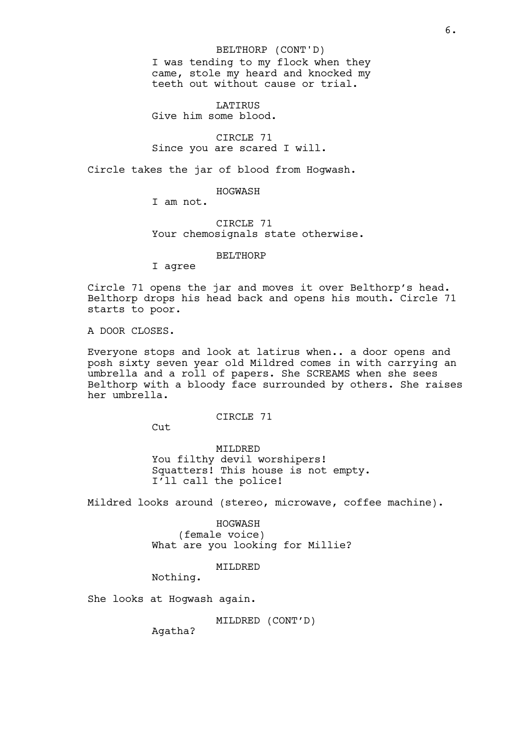BELTHORP (CONT'D)
I was tending to my flock when they came, stole my heard and knocked my teeth out without cause or trial.

LATIRUS
Give him some blood.

CIRCLE 71
Since you are scared I will.

Circle takes the jar of blood from Hogwash.

HOGWASH
I am not.

CIRCLE 71
Your chemosignals state otherwise.

BELTHORP
I agree

Circle 71 opens the jar and moves it over Belthorp's head. Belthorp drops his head back and opens his mouth. Circle 71 starts to poor.

A DOOR CLOSES.

Everyone stops and look at latirus when.. a door opens and posh sixty seven year old Mildred comes in with carrying an umbrella and a roll of papers. She SCREAMS when she sees Belthorp with a bloody face surrounded by others. She raises her umbrella.

CIRCLE 71
Cut

MILDRED
You filthy devil worshipers! Squatters! This house is not empty. I'll call the police!

Mildred looks around (stereo, microwave, coffee machine).

HOGWASH
(female voice)
What are you looking for Millie?

MILDRED
Nothing.

She looks at Hogwash again.

MILDRED (CONT'D)
Agatha?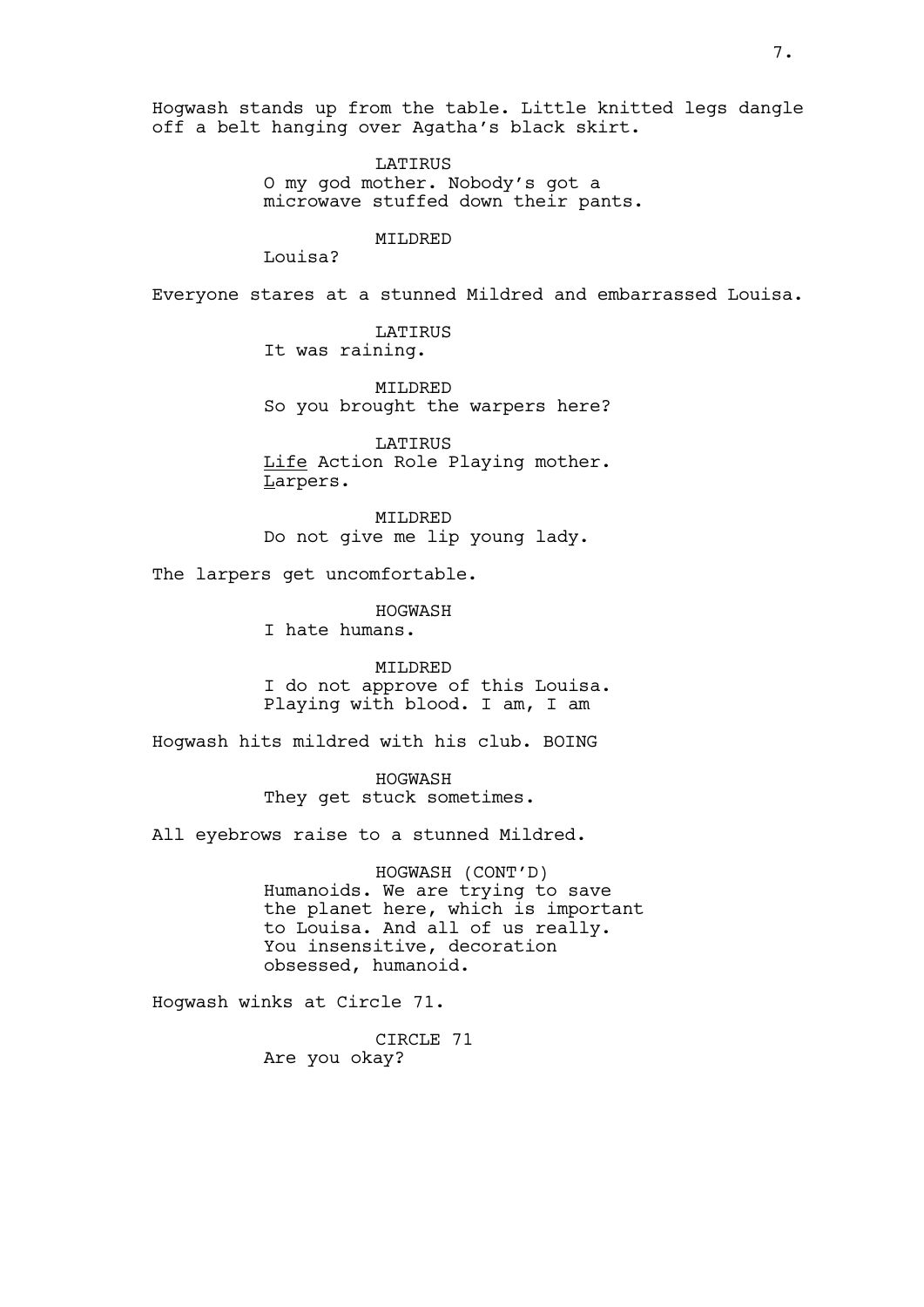Hogwash stands up from the table. Little knitted legs dangle off a belt hanging over Agatha's black skirt.

LATIRUS
O my god mother. Nobody's got a microwave stuffed down their pants.

MILDRED
Louisa?

Everyone stares at a stunned Mildred and embarrassed Louisa.

LATIRUS
It was raining.

MILDRED
So you brought the warpers here?

LATIRUS
<u>Life</u> Action Role Playing mother. <u>L</u>arpers.

MILDRED
Do not give me lip young lady.

The larpers get uncomfortable.

HOGWASH
I hate humans.

MILDRED
I do not approve of this Louisa. Playing with blood. I am, I am

Hogwash hits mildred with his club. BOING

HOGWASH
They get stuck sometimes.

All eyebrows raise to a stunned Mildred.

HOGWASH (CONT'D)
Humanoids. We are trying to save the planet here, which is important to Louisa. And all of us really. You insensitive, decoration obsessed, humanoid.

Hogwash winks at Circle 71.

CIRCLE 71
Are you okay?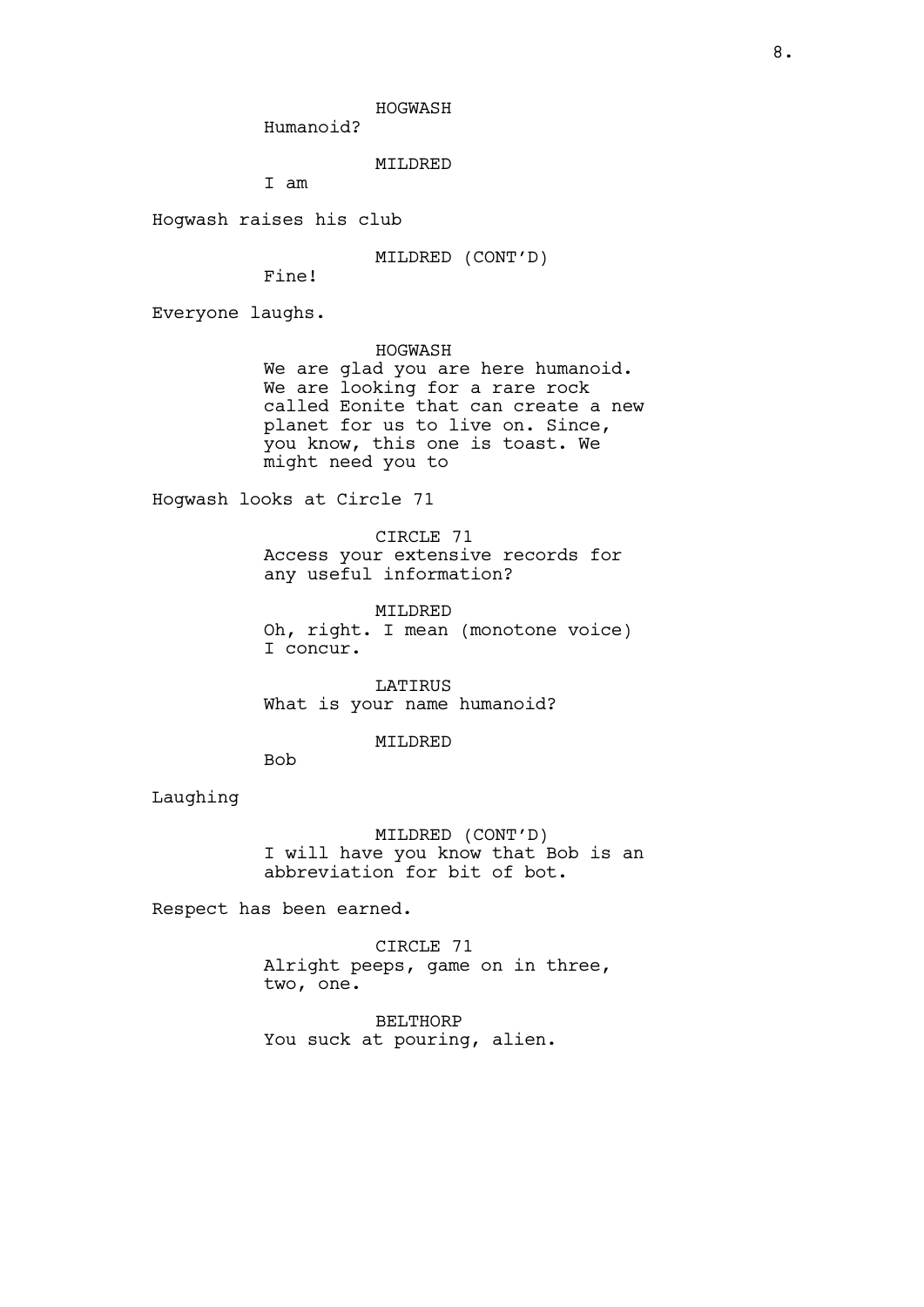HOGWASH

Humanoid?

MILDRED

I am

Hogwash raises his club

MILDRED (CONT'D)

Fine!

Everyone laughs.

HOGWASH

We are glad you are here humanoid. We are looking for a rare rock called Eonite that can create a new planet for us to live on. Since, you know, this one is toast. We might need you to

Hogwash looks at Circle 71

CIRCLE 71

Access your extensive records for any useful information?

MILDRED

Oh, right. I mean (monotone voice) I concur.

LATIRUS

What is your name humanoid?

MILDRED

Bob

Laughing

MILDRED (CONT'D)

I will have you know that Bob is an abbreviation for bit of bot.

Respect has been earned.

CIRCLE 71

Alright peeps, game on in three, two, one.

BELTHORP

You suck at pouring, alien.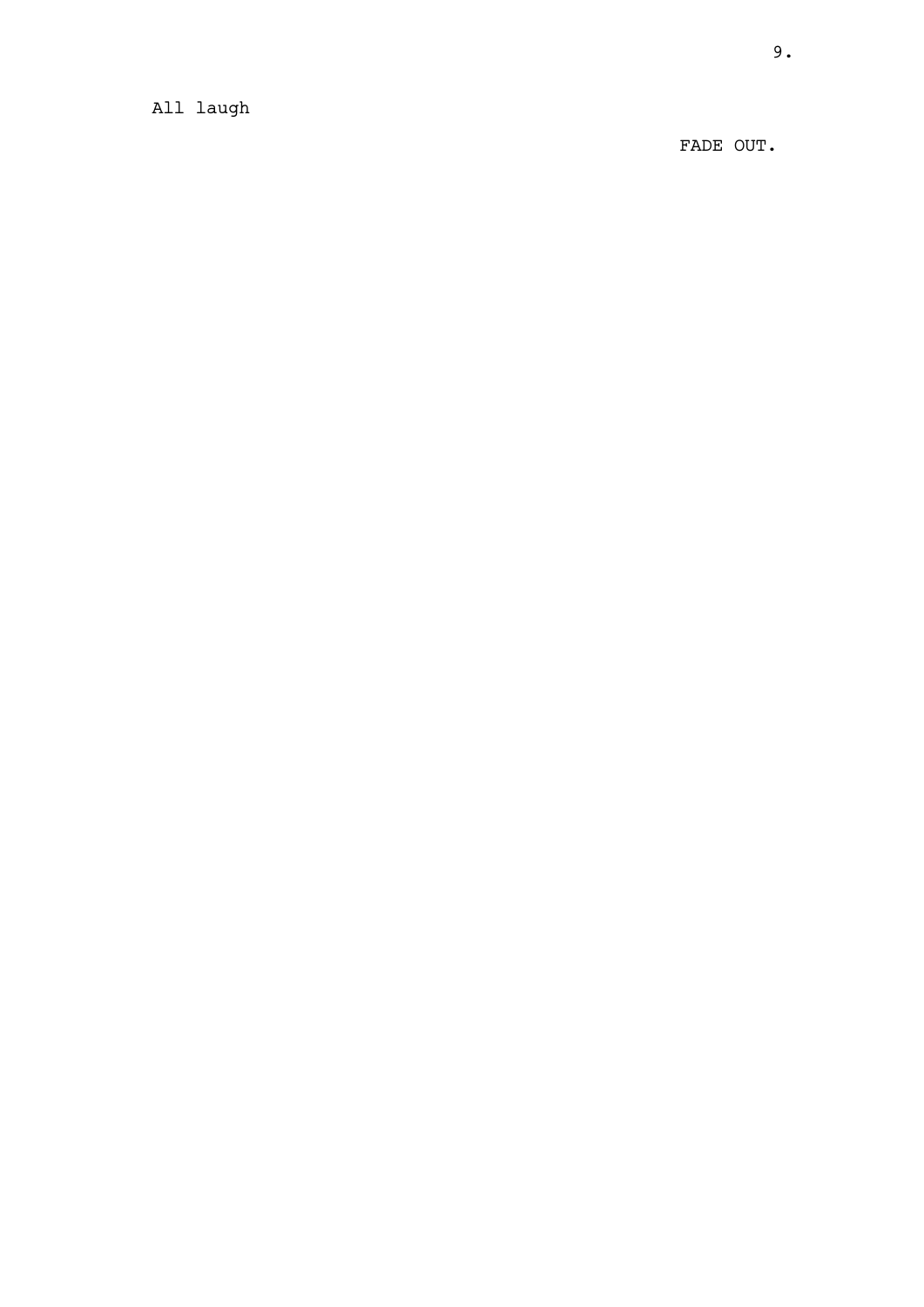All laugh

FADE OUT.